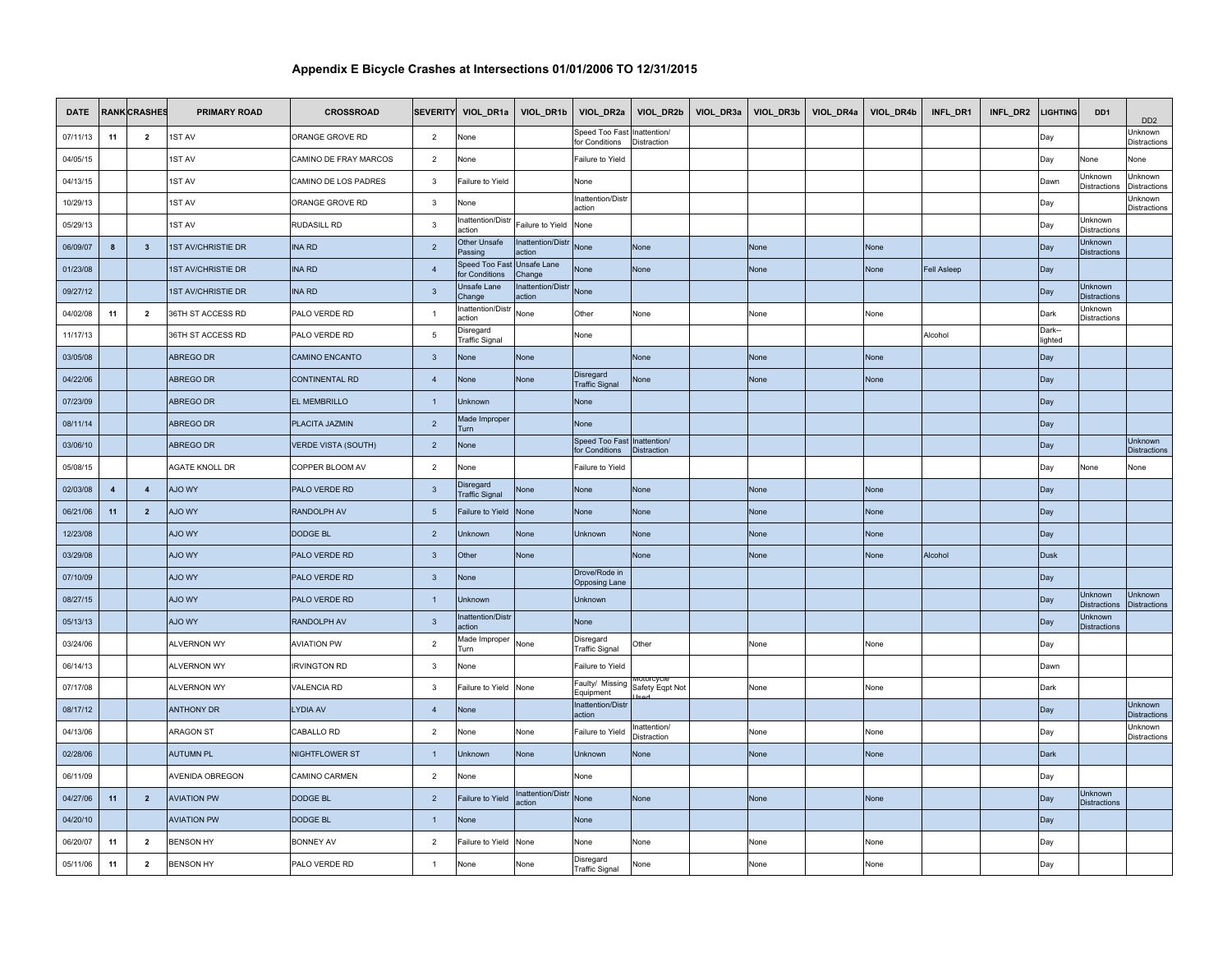# Appendix E Bicycle Crashes at Intersections 01/01/2006 TO 12/31/2015

| DATE | RANK | CRASHES | PRIMARY ROAD | CROSSROAD | SEVERITY | VIOL_DR1a | VIOL_DR1b | VIOL_DR2a | VIOL_DR2b | VIOL_DR3a | VIOL_DR3b | VIOL_DR4a | VIOL_DR4b | INFL_DR1 | INFL_DR2 | LIGHTING | DD1 | DD2 |
|---|---|---|---|---|---|---|---|---|---|---|---|---|---|---|---|---|---|---|
| 07/11/13 | 11 | 2 | 1ST AV | ORANGE GROVE RD | 2 | None | | Speed Too Fast for Conditions | Inattention/ Distraction | | | | | | | Day | | Unknown Distractions |
| 04/05/15 | | | 1ST AV | CAMINO DE FRAY MARCOS | 2 | None | | Failure to Yield | | | | | | | | Day | None | None |
| 04/13/15 | | | 1ST AV | CAMINO DE LOS PADRES | 3 | Failure to Yield | | None | | | | | | | | Dawn | Unknown Distractions | Unknown Distractions |
| 10/29/13 | | | 1ST AV | ORANGE GROVE RD | 3 | None | | Inattention/Distraction | | | | | | | | Day | | Unknown Distractions |
| 05/29/13 | | | 1ST AV | RUDASILL RD | 3 | Inattention/Distraction | Failure to Yield | None | | | | | | | | Day | Unknown Distractions | |
| 06/09/07 | 8 | 3 | 1ST AV/CHRISTIE DR | INA RD | 2 | Other Unsafe Passing | Inattention/Distraction | None | None | | None | | None | | | Day | Unknown Distractions | |
| 01/23/08 | | | 1ST AV/CHRISTIE DR | INA RD | 4 | Speed Too Fast for Conditions | Unsafe Lane Change | None | None | | None | | None | Fell Asleep | | Day | | |
| 09/27/12 | | | 1ST AV/CHRISTIE DR | INA RD | 3 | Unsafe Lane Change | Inattention/Distraction | None | | | | | | | | Day | Unknown Distractions | |
| 04/02/08 | 11 | 2 | 36TH ST ACCESS RD | PALO VERDE RD | 1 | Inattention/Distraction | None | Other | None | | None | | None | | | Dark | Unknown Distractions | |
| 11/17/13 | | | 36TH ST ACCESS RD | PALO VERDE RD | 5 | Disregard Traffic Signal | | None | | | | | | Alcohol | | Dark--lighted | | |
| 03/05/08 | | | ABREGO DR | CAMINO ENCANTO | 3 | None | None | | None | | None | | None | | | Day | | |
| 04/22/06 | | | ABREGO DR | CONTINENTAL RD | 4 | None | None | Disregard Traffic Signal | None | | None | | None | | | Day | | |
| 07/23/09 | | | ABREGO DR | EL MEMBRILLO | 1 | Unknown | | None | | | | | | | | Day | | |
| 08/11/14 | | | ABREGO DR | PLACITA JAZMIN | 2 | Made Improper Turn | | None | | | | | | | | Day | | |
| 03/06/10 | | | ABREGO DR | VERDE VISTA (SOUTH) | 2 | None | | Speed Too Fast for Conditions | Inattention/ Distraction | | | | | | | Day | | Unknown Distractions |
| 05/08/15 | | | AGATE KNOLL DR | COPPER BLOOM AV | 2 | None | | Failure to Yield | | | | | | | | Day | None | None |
| 02/03/08 | 4 | 4 | AJO WY | PALO VERDE RD | 3 | Disregard Traffic Signal | None | None | None | | None | | None | | | Day | | |
| 06/21/06 | 11 | 2 | AJO WY | RANDOLPH AV | 5 | Failure to Yield | None | None | None | | None | | None | | | Day | | |
| 12/23/08 | | | AJO WY | DODGE BL | 2 | Unknown | None | Unknown | None | | None | | None | | | Day | | |
| 03/29/08 | | | AJO WY | PALO VERDE RD | 3 | Other | None | | None | | None | | None | Alcohol | | Dusk | | |
| 07/10/09 | | | AJO WY | PALO VERDE RD | 3 | None | | Drove/Rode in Opposing Lane | | | | | | | | Day | | |
| 08/27/15 | | | AJO WY | PALO VERDE RD | 1 | Unknown | | Unknown | | | | | | | | Day | Unknown Distractions | Unknown Distractions |
| 05/13/13 | | | AJO WY | RANDOLPH AV | 3 | Inattention/Distraction | | None | | | | | | | | Day | Unknown Distractions | |
| 03/24/06 | | | ALVERNON WY | AVIATION PW | 2 | Made Improper Turn | None | Disregard Traffic Signal | Other | | None | | None | | | Day | | |
| 06/14/13 | | | ALVERNON WY | IRVINGTON RD | 3 | None | | Failure to Yield | | | | | | | | Dawn | | |
| 07/17/08 | | | ALVERNON WY | VALENCIA RD | 3 | Failure to Yield | None | Faulty/ Missing Equipment | Motorcycle Safety Eqpt Not Used | | None | | None | | | Dark | | |
| 08/17/12 | | | ANTHONY DR | LYDIA AV | 4 | None | | Inattention/Distraction | | | | | | | | Day | | Unknown Distractions |
| 04/13/06 | | | ARAGON ST | CABALLO RD | 2 | None | None | Failure to Yield | Inattention/ Distraction | | None | | None | | | Day | | Unknown Distractions |
| 02/28/06 | | | AUTUMN PL | NIGHTFLOWER ST | 1 | Unknown | None | Unknown | None | | None | | None | | | Dark | | |
| 06/11/09 | | | AVENIDA OBREGON | CAMINO CARMEN | 2 | None | | None | | | | | | | | Day | | |
| 04/27/06 | 11 | 2 | AVIATION PW | DODGE BL | 2 | Failure to Yield | Inattention/Distraction | None | None | | None | | None | | | Day | Unknown Distractions | |
| 04/20/10 | | | AVIATION PW | DODGE BL | 1 | None | | None | | | | | | | | Day | | |
| 06/20/07 | 11 | 2 | BENSON HY | BONNEY AV | 2 | Failure to Yield | None | None | None | | None | | None | | | Day | | |
| 05/11/06 | 11 | 2 | BENSON HY | PALO VERDE RD | 1 | None | None | Disregard Traffic Signal | None | | None | | None | | | Day | | |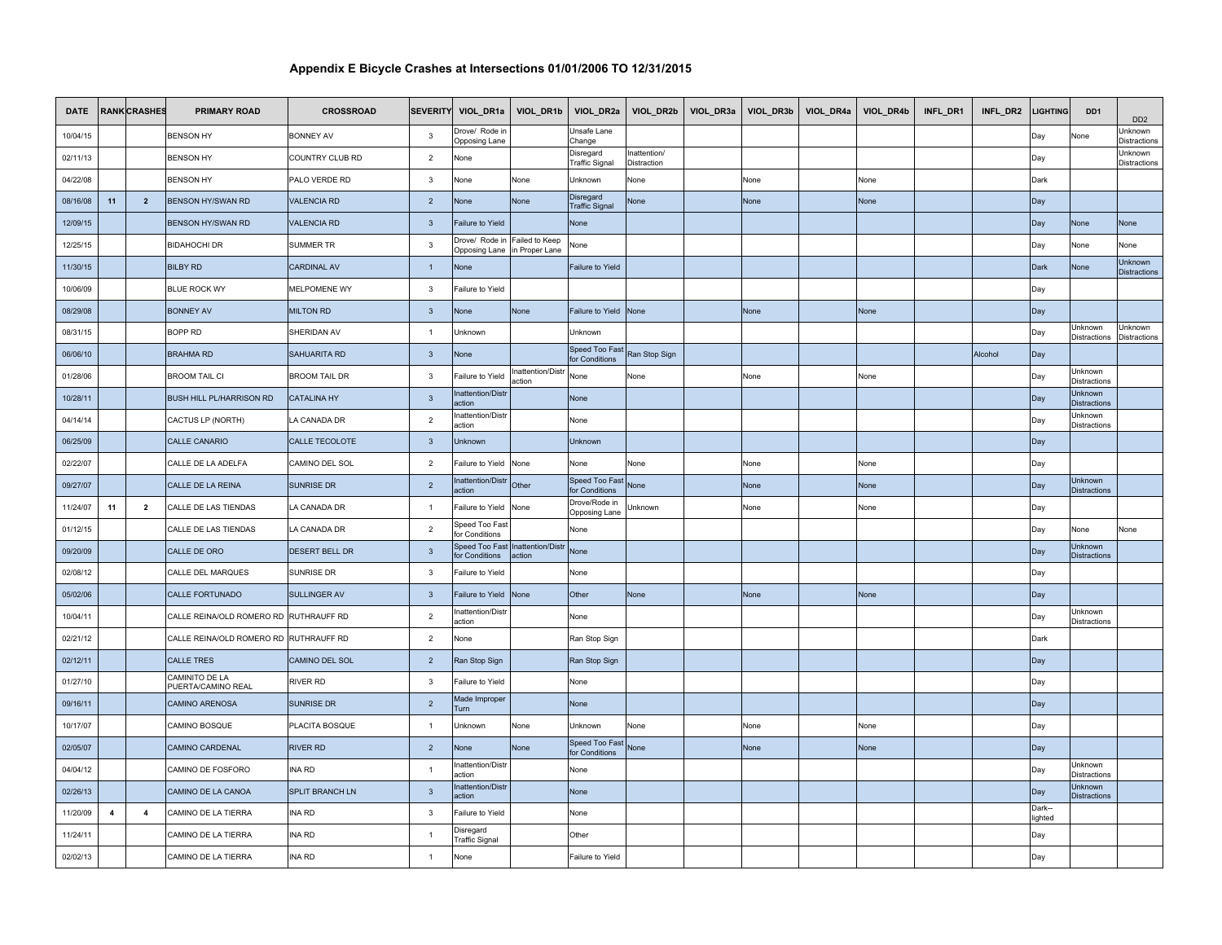# Appendix E Bicycle Crashes at Intersections 01/01/2006 TO 12/31/2015

| DATE | RANK | CRASHES | PRIMARY ROAD | CROSSROAD | SEVERITY | VIOL_DR1a | VIOL_DR1b | VIOL_DR2a | VIOL_DR2b | VIOL_DR3a | VIOL_DR3b | VIOL_DR4a | VIOL_DR4b | INFL_DR1 | INFL_DR2 | LIGHTING | DD1 | DD2 |
|---|---|---|---|---|---|---|---|---|---|---|---|---|---|---|---|---|---|---|
| 10/04/15 | | | BENSON HY | BONNEY AV | 3 | Drove/ Rode in Opposing Lane | | Unsafe Lane Change | | | | | | | | Day | None | Unknown Distractions |
| 02/11/13 | | | BENSON HY | COUNTRY CLUB RD | 2 | None | | Disregard Traffic Signal | Inattention/ Distraction | | | | | | | Day | | Unknown Distractions |
| 04/22/08 | | | BENSON HY | PALO VERDE RD | 3 | None | None | Unknown | None | | None | | None | | | Dark | | |
| 08/16/08 | 11 | 2 | BENSON HY/SWAN RD | VALENCIA RD | 2 | None | None | Disregard Traffic Signal | None | | None | | None | | | Day | | |
| 12/09/15 | | | BENSON HY/SWAN RD | VALENCIA RD | 3 | Failure to Yield | | None | | | | | | | | Day | None | None |
| 12/25/15 | | | BIDAHOCHI DR | SUMMER TR | 3 | Drove/ Rode in Opposing Lane | Failed to Keep in Proper Lane | None | | | | | | | | Day | None | None |
| 11/30/15 | | | BILBY RD | CARDINAL AV | 1 | None | | Failure to Yield | | | | | | | | Dark | None | Unknown Distractions |
| 10/06/09 | | | BLUE ROCK WY | MELPOMENE WY | 3 | Failure to Yield | | | | | | | | | | Day | | |
| 08/29/08 | | | BONNEY AV | MILTON RD | 3 | None | None | Failure to Yield | None | | None | | None | | | Day | | |
| 08/31/15 | | | BOPP RD | SHERIDAN AV | 1 | Unknown | | Unknown | | | | | | | | Day | Unknown Distractions | Unknown Distractions |
| 06/06/10 | | | BRAHMA RD | SAHUARITA RD | 3 | None | | Speed Too Fast for Conditions | Ran Stop Sign | | | | | | Alcohol | Day | | |
| 01/28/06 | | | BROOM TAIL CI | BROOM TAIL DR | 3 | Failure to Yield | Inattention/Distraction | None | None | | None | | None | | | Day | Unknown Distractions | |
| 10/28/11 | | | BUSH HILL PL/HARRISON RD | CATALINA HY | 3 | Inattention/Distraction | | None | | | | | | | | Day | Unknown Distractions | |
| 04/14/14 | | | CACTUS LP (NORTH) | LA CANADA DR | 2 | Inattention/Distraction | | None | | | | | | | | Day | Unknown Distractions | |
| 06/25/09 | | | CALLE CANARIO | CALLE TECOLOTE | 3 | Unknown | | Unknown | | | | | | | | Day | | |
| 02/22/07 | | | CALLE DE LA ADELFA | CAMINO DEL SOL | 2 | Failure to Yield | None | None | None | | None | | None | | | Day | | |
| 09/27/07 | | | CALLE DE LA REINA | SUNRISE DR | 2 | Inattention/Distraction | Other | Speed Too Fast for Conditions | None | | None | | None | | | Day | Unknown Distractions | |
| 11/24/07 | 11 | 2 | CALLE DE LAS TIENDAS | LA CANADA DR | 1 | Failure to Yield | None | Drove/Rode in Opposing Lane | Unknown | | None | | None | | | Day | | |
| 01/12/15 | | | CALLE DE LAS TIENDAS | LA CANADA DR | 2 | Speed Too Fast for Conditions | | None | | | | | | | | Day | None | None |
| 09/20/09 | | | CALLE DE ORO | DESERT BELL DR | 3 | Speed Too Fast for Conditions | Inattention/Distraction | None | | | | | | | | Day | Unknown Distractions | |
| 02/08/12 | | | CALLE DEL MARQUES | SUNRISE DR | 3 | Failure to Yield | | None | | | | | | | | Day | | |
| 05/02/06 | | | CALLE FORTUNADO | SULLINGER AV | 3 | Failure to Yield | None | Other | None | | None | | None | | | Day | | |
| 10/04/11 | | | CALLE REINA/OLD ROMERO RD | RUTHRAUFF RD | 2 | Inattention/Distraction | | None | | | | | | | | Day | Unknown Distractions | |
| 02/21/12 | | | CALLE REINA/OLD ROMERO RD | RUTHRAUFF RD | 2 | None | | Ran Stop Sign | | | | | | | | Dark | | |
| 02/12/11 | | | CALLE TRES | CAMINO DEL SOL | 2 | Ran Stop Sign | | Ran Stop Sign | | | | | | | | Day | | |
| 01/27/10 | | | CAMINITO DE LA PUERTA/CAMINO REAL | RIVER RD | 3 | Failure to Yield | | None | | | | | | | | Day | | |
| 09/16/11 | | | CAMINO ARENOSA | SUNRISE DR | 2 | Made Improper Turn | | None | | | | | | | | Day | | |
| 10/17/07 | | | CAMINO BOSQUE | PLACITA BOSQUE | 1 | Unknown | None | Unknown | None | | None | | None | | | Day | | |
| 02/05/07 | | | CAMINO CARDENAL | RIVER RD | 2 | None | None | Speed Too Fast for Conditions | None | | None | | None | | | Day | | |
| 04/04/12 | | | CAMINO DE FOSFORO | INA RD | 1 | Inattention/Distraction | | None | | | | | | | | Day | Unknown Distractions | |
| 02/26/13 | | | CAMINO DE LA CANOA | SPLIT BRANCH LN | 3 | Inattention/Distraction | | None | | | | | | | | Day | Unknown Distractions | |
| 11/20/09 | 4 | 4 | CAMINO DE LA TIERRA | INA RD | 3 | Failure to Yield | | None | | | | | | | | Dark--lighted | | |
| 11/24/11 | | | CAMINO DE LA TIERRA | INA RD | 1 | Disregard Traffic Signal | | Other | | | | | | | | Day | | |
| 02/02/13 | | | CAMINO DE LA TIERRA | INA RD | 1 | None | | Failure to Yield | | | | | | | | Day | | |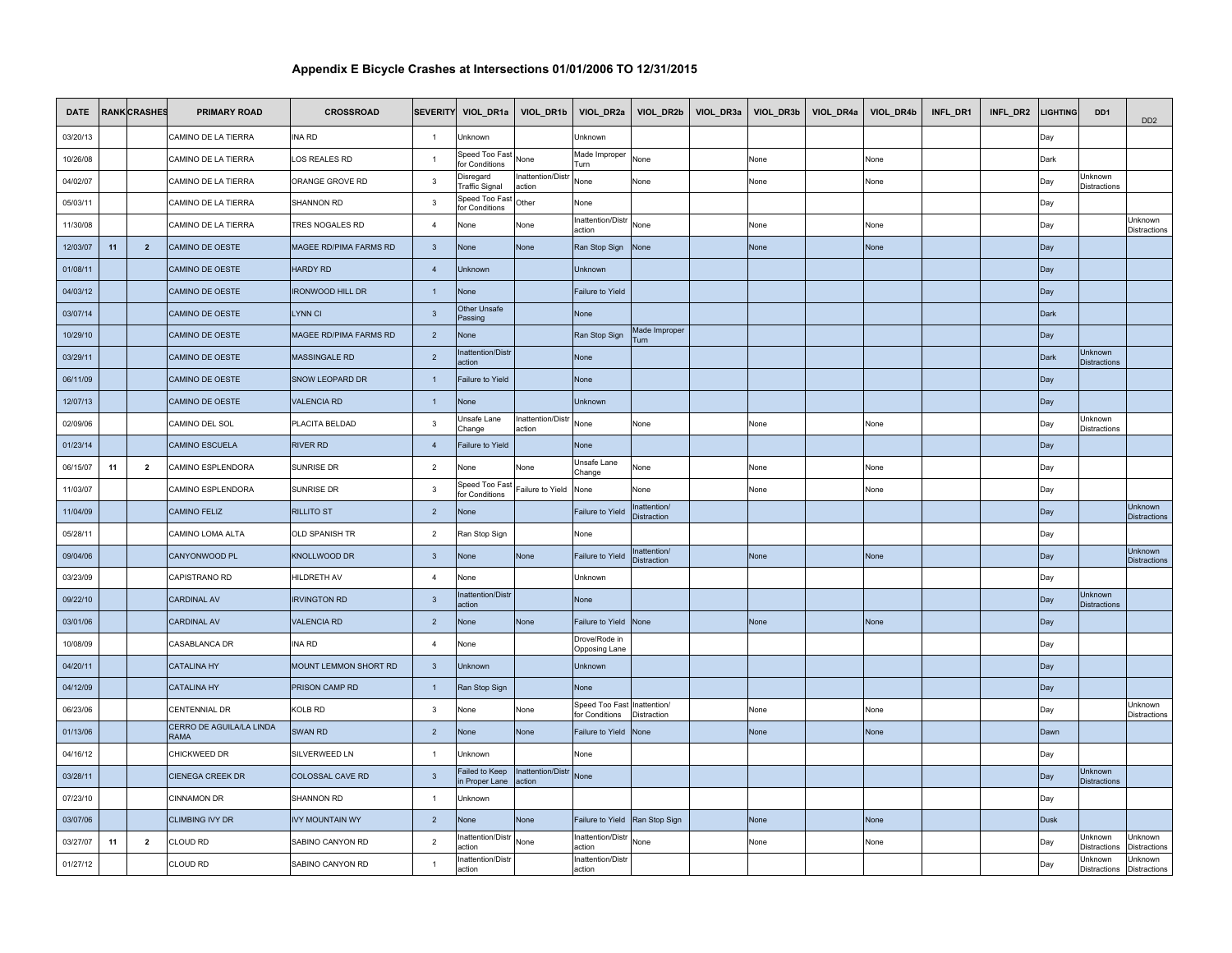# Appendix E Bicycle Crashes at Intersections 01/01/2006 TO 12/31/2015

| DATE | RANK | CRASHES | PRIMARY ROAD | CROSSROAD | SEVERITY | VIOL_DR1a | VIOL_DR1b | VIOL_DR2a | VIOL_DR2b | VIOL_DR3a | VIOL_DR3b | VIOL_DR4a | VIOL_DR4b | INFL_DR1 | INFL_DR2 | LIGHTING | DD1 | DD2 |
|---|---|---|---|---|---|---|---|---|---|---|---|---|---|---|---|---|---|---|
| 03/20/13 | | | CAMINO DE LA TIERRA | INA RD | 1 | Unknown | | Unknown | | | | | | | | Day | | |
| 10/26/08 | | | CAMINO DE LA TIERRA | LOS REALES RD | 1 | Speed Too Fast for Conditions | None | Made Improper Turn | None | | None | | None | | | Dark | | |
| 04/02/07 | | | CAMINO DE LA TIERRA | ORANGE GROVE RD | 3 | Disregard Traffic Signal | Inattention/Distraction | None | None | | None | | None | | | Day | Unknown Distractions | |
| 05/03/11 | | | CAMINO DE LA TIERRA | SHANNON RD | 3 | Speed Too Fast for Conditions | Other | None | | | | | | | | Day | | |
| 11/30/08 | | | CAMINO DE LA TIERRA | TRES NOGALES RD | 4 | None | None | Inattention/Distraction | None | | None | | None | | | Day | | Unknown Distractions |
| 12/03/07 | 11 | 2 | CAMINO DE OESTE | MAGEE RD/PIMA FARMS RD | 3 | None | None | Ran Stop Sign | None | | None | | None | | | Day | | |
| 01/08/11 | | | CAMINO DE OESTE | HARDY RD | 4 | Unknown | | Unknown | | | | | | | | Day | | |
| 04/03/12 | | | CAMINO DE OESTE | IRONWOOD HILL DR | 1 | None | | Failure to Yield | | | | | | | | Day | | |
| 03/07/14 | | | CAMINO DE OESTE | LYNN CI | 3 | Other Unsafe Passing | | None | | | | | | | | Dark | | |
| 10/29/10 | | | CAMINO DE OESTE | MAGEE RD/PIMA FARMS RD | 2 | None | | Ran Stop Sign | Made Improper Turn | | | | | | | Day | | |
| 03/29/11 | | | CAMINO DE OESTE | MASSINGALE RD | 2 | Inattention/Distraction | | None | | | | | | | | Dark | Unknown Distractions | |
| 06/11/09 | | | CAMINO DE OESTE | SNOW LEOPARD DR | 1 | Failure to Yield | | None | | | | | | | | Day | | |
| 12/07/13 | | | CAMINO DE OESTE | VALENCIA RD | 1 | None | | Unknown | | | | | | | | Day | | |
| 02/09/06 | | | CAMINO DEL SOL | PLACITA BELDAD | 3 | Unsafe Lane Change | Inattention/Distraction | None | None | | None | | None | | | Day | Unknown Distractions | |
| 01/23/14 | | | CAMINO ESCUELA | RIVER RD | 4 | Failure to Yield | | None | | | | | | | | Day | | |
| 06/15/07 | 11 | 2 | CAMINO ESPLENDORA | SUNRISE DR | 2 | None | None | Unsafe Lane Change | None | | None | | None | | | Day | | |
| 11/03/07 | | | CAMINO ESPLENDORA | SUNRISE DR | 3 | Speed Too Fast for Conditions | Failure to Yield | None | None | | None | | None | | | Day | | |
| 11/04/09 | | | CAMINO FELIZ | RILLITO ST | 2 | None | | Failure to Yield | Inattention/ Distraction | | | | | | | Day | | Unknown Distractions |
| 05/28/11 | | | CAMINO LOMA ALTA | OLD SPANISH TR | 2 | Ran Stop Sign | | None | | | | | | | | Day | | |
| 09/04/06 | | | CANYONWOOD PL | KNOLLWOOD DR | 3 | None | None | Failure to Yield | Inattention/ Distraction | | None | | None | | | Day | | Unknown Distractions |
| 03/23/09 | | | CAPISTRANO RD | HILDRETH AV | 4 | None | | Unknown | | | | | | | | Day | | |
| 09/22/10 | | | CARDINAL AV | IRVINGTON RD | 3 | Inattention/Distraction | | None | | | | | | | | Day | Unknown Distractions | |
| 03/01/06 | | | CARDINAL AV | VALENCIA RD | 2 | None | None | Failure to Yield | None | | None | | None | | | Day | | |
| 10/08/09 | | | CASABLANCA DR | INA RD | 4 | None | | Drove/Rode in Opposing Lane | | | | | | | | Day | | |
| 04/20/11 | | | CATALINA HY | MOUNT LEMMON SHORT RD | 3 | Unknown | | Unknown | | | | | | | | Day | | |
| 04/12/09 | | | CATALINA HY | PRISON CAMP RD | 1 | Ran Stop Sign | | None | | | | | | | | Day | | |
| 06/23/06 | | | CENTENNIAL DR | KOLB RD | 3 | None | None | Speed Too Fast for Conditions | Inattention/ Distraction | | None | | None | | | Day | | Unknown Distractions |
| 01/13/06 | | | CERRO DE AGUILA/LA LINDA RAMA | SWAN RD | 2 | None | None | Failure to Yield | None | | None | | None | | | Dawn | | |
| 04/16/12 | | | CHICKWEED DR | SILVERWEED LN | 1 | Unknown | | None | | | | | | | | Day | | |
| 03/28/11 | | | CIENEGA CREEK DR | COLOSSAL CAVE RD | 3 | Failed to Keep in Proper Lane | Inattention/Distraction | None | | | | | | | | Day | Unknown Distractions | |
| 07/23/10 | | | CINNAMON DR | SHANNON RD | 1 | Unknown | | | | | | | | | | Day | | |
| 03/07/06 | | | CLIMBING IVY DR | IVY MOUNTAIN WY | 2 | None | None | Failure to Yield | Ran Stop Sign | | None | | None | | | Dusk | | |
| 03/27/07 | 11 | 2 | CLOUD RD | SABINO CANYON RD | 2 | Inattention/Distraction | None | Inattention/Distraction | None | | None | | None | | | Day | Unknown Distractions | Unknown Distractions |
| 01/27/12 | | | CLOUD RD | SABINO CANYON RD | 1 | Inattention/Distraction | | Inattention/Distraction | | | | | | | | Day | Unknown Distractions | Unknown Distractions |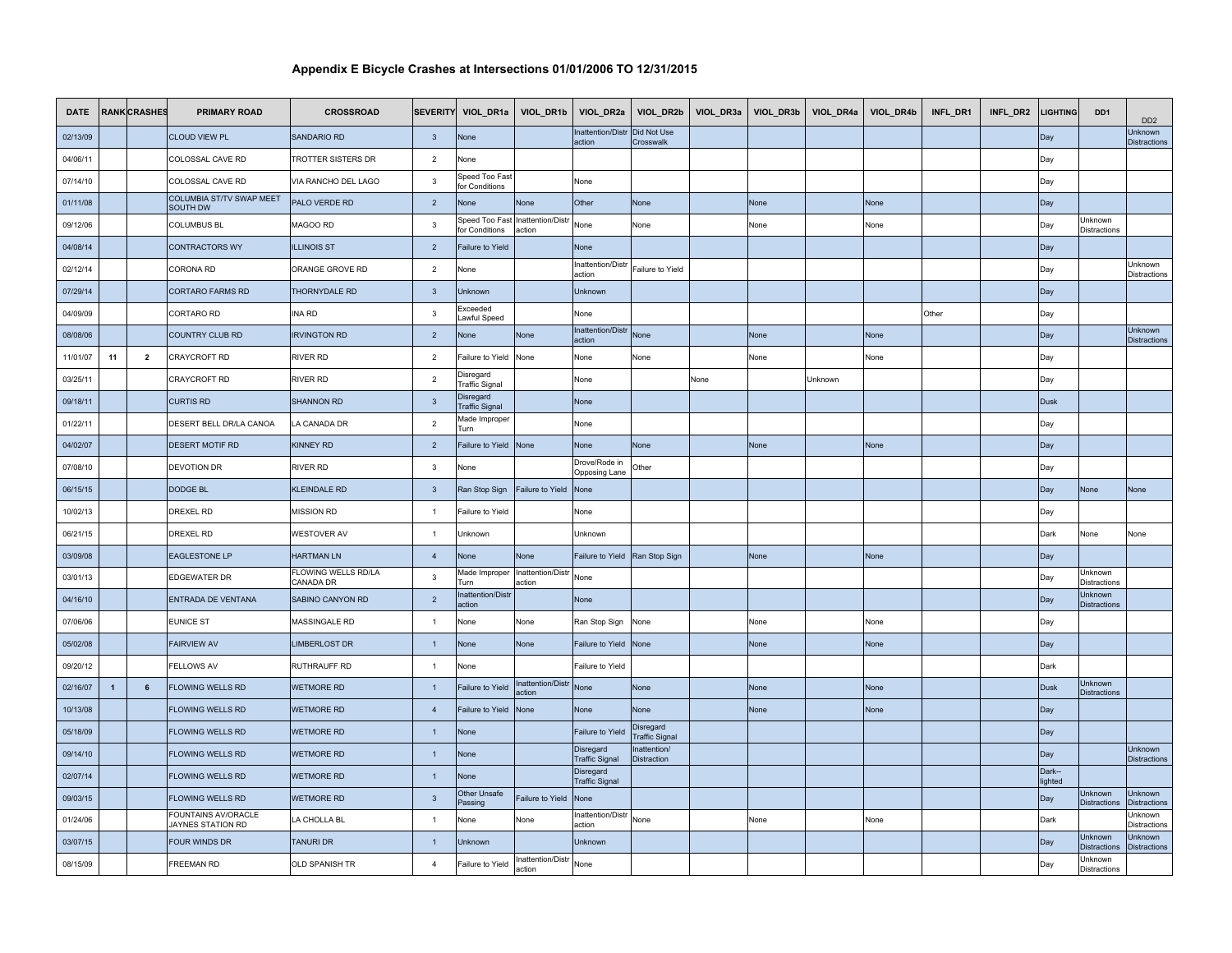# Appendix E Bicycle Crashes at Intersections 01/01/2006 TO 12/31/2015

| DATE | RANK | CRASHES | PRIMARY ROAD | CROSSROAD | SEVERITY | VIOL_DR1a | VIOL_DR1b | VIOL_DR2a | VIOL_DR2b | VIOL_DR3a | VIOL_DR3b | VIOL_DR4a | VIOL_DR4b | INFL_DR1 | INFL_DR2 | LIGHTING | DD1 | DD2 |
|---|---|---|---|---|---|---|---|---|---|---|---|---|---|---|---|---|---|---|
| 02/13/09 | | | CLOUD VIEW PL | SANDARIO RD | 3 | None | | Inattention/Distraction | Did Not Use Crosswalk | | | | | | | Day | | Unknown Distractions |
| 04/06/11 | | | COLOSSAL CAVE RD | TROTTER SISTERS DR | 2 | None | | | | | | | | | | Day | | |
| 07/14/10 | | | COLOSSAL CAVE RD | VIA RANCHO DEL LAGO | 3 | Speed Too Fast for Conditions | | None | | | | | | | | Day | | |
| 01/11/08 | | | COLUMBIA ST/TV SWAP MEET SOUTH DW | PALO VERDE RD | 2 | None | None | Other | None | | None | | None | | | Day | | |
| 09/12/06 | | | COLUMBUS BL | MAGOO RD | 3 | Speed Too Fast for Conditions | Inattention/Distraction | None | None | | None | | None | | | Day | Unknown Distractions | |
| 04/08/14 | | | CONTRACTORS WY | ILLINOIS ST | 2 | Failure to Yield | | None | | | | | | | | Day | | |
| 02/12/14 | | | CORONA RD | ORANGE GROVE RD | 2 | None | | Inattention/Distraction | Failure to Yield | | | | | | | Day | | Unknown Distractions |
| 07/29/14 | | | CORTARO FARMS RD | THORNYDALE RD | 3 | Unknown | | Unknown | | | | | | | | Day | | |
| 04/09/09 | | | CORTARO RD | INA RD | 3 | Exceeded Lawful Speed | | None | | | | | | Other | | Day | | |
| 08/08/06 | | | COUNTRY CLUB RD | IRVINGTON RD | 2 | None | None | Inattention/Distraction | None | | None | | None | | | Day | | Unknown Distractions |
| 11/01/07 | 11 | 2 | CRAYCROFT RD | RIVER RD | 2 | Failure to Yield | None | None | None | | None | | None | | | Day | | |
| 03/25/11 | | | CRAYCROFT RD | RIVER RD | 2 | Disregard Traffic Signal | | None | | None | | Unknown | | | | Day | | |
| 09/18/11 | | | CURTIS RD | SHANNON RD | 3 | Disregard Traffic Signal | | None | | | | | | | | Dusk | | |
| 01/22/11 | | | DESERT BELL DR/LA CANOA | LA CANADA DR | 2 | Made Improper Turn | | None | | | | | | | | Day | | |
| 04/02/07 | | | DESERT MOTIF RD | KINNEY RD | 2 | Failure to Yield | None | None | None | | None | | None | | | Day | | |
| 07/08/10 | | | DEVOTION DR | RIVER RD | 3 | None | | Drove/Rode in Opposing Lane | Other | | | | | | | Day | | |
| 06/15/15 | | | DODGE BL | KLEINDALE RD | 3 | Ran Stop Sign | Failure to Yield | None | | | | | | | | Day | None | None |
| 10/02/13 | | | DREXEL RD | MISSION RD | 1 | Failure to Yield | | None | | | | | | | | Day | | |
| 06/21/15 | | | DREXEL RD | WESTOVER AV | 1 | Unknown | | Unknown | | | | | | | | Dark | None | None |
| 03/09/08 | | | EAGLESTONE LP | HARTMAN LN | 4 | None | None | Failure to Yield | Ran Stop Sign | | None | | None | | | Day | | |
| 03/01/13 | | | EDGEWATER DR | FLOWING WELLS RD/LA CANADA DR | 3 | Made Improper Turn | Inattention/Distraction | None | | | | | | | | Day | Unknown Distractions | |
| 04/16/10 | | | ENTRADA DE VENTANA | SABINO CANYON RD | 2 | Inattention/Distraction | | None | | | | | | | | Day | Unknown Distractions | |
| 07/06/06 | | | EUNICE ST | MASSINGALE RD | 1 | None | None | Ran Stop Sign | None | | None | | None | | | Day | | |
| 05/02/08 | | | FAIRVIEW AV | LIMBERLOST DR | 1 | None | None | Failure to Yield | None | | None | | None | | | Day | | |
| 09/20/12 | | | FELLOWS AV | RUTHRAUFF RD | 1 | None | | Failure to Yield | | | | | | | | Dark | | |
| 02/16/07 | 1 | 6 | FLOWING WELLS RD | WETMORE RD | 1 | Failure to Yield | Inattention/Distraction | None | None | | None | | None | | | Dusk | Unknown Distractions | |
| 10/13/08 | | | FLOWING WELLS RD | WETMORE RD | 4 | Failure to Yield | None | None | None | | None | | None | | | Day | | |
| 05/18/09 | | | FLOWING WELLS RD | WETMORE RD | 1 | None | | Failure to Yield | Disregard Traffic Signal | | | | | | | Day | | |
| 09/14/10 | | | FLOWING WELLS RD | WETMORE RD | 1 | None | | Disregard Traffic Signal | Inattention/ Distraction | | | | | | | Day | | Unknown Distractions |
| 02/07/14 | | | FLOWING WELLS RD | WETMORE RD | 1 | None | | Disregard Traffic Signal | | | | | | | | Dark--lighted | | |
| 09/03/15 | | | FLOWING WELLS RD | WETMORE RD | 3 | Other Unsafe Passing | Failure to Yield | None | | | | | | | | Day | Unknown Distractions | Unknown Distractions |
| 01/24/06 | | | FOUNTAINS AV/ORACLE JAYNES STATION RD | LA CHOLLA BL | 1 | None | None | Inattention/Distraction | None | | None | | None | | | Dark | | Unknown Distractions |
| 03/07/15 | | | FOUR WINDS DR | TANURI DR | 1 | Unknown | | Unknown | | | | | | | | Day | Unknown Distractions | Unknown Distractions |
| 08/15/09 | | | FREEMAN RD | OLD SPANISH TR | 4 | Failure to Yield | Inattention/Distraction | None | | | | | | | | Day | Unknown Distractions | |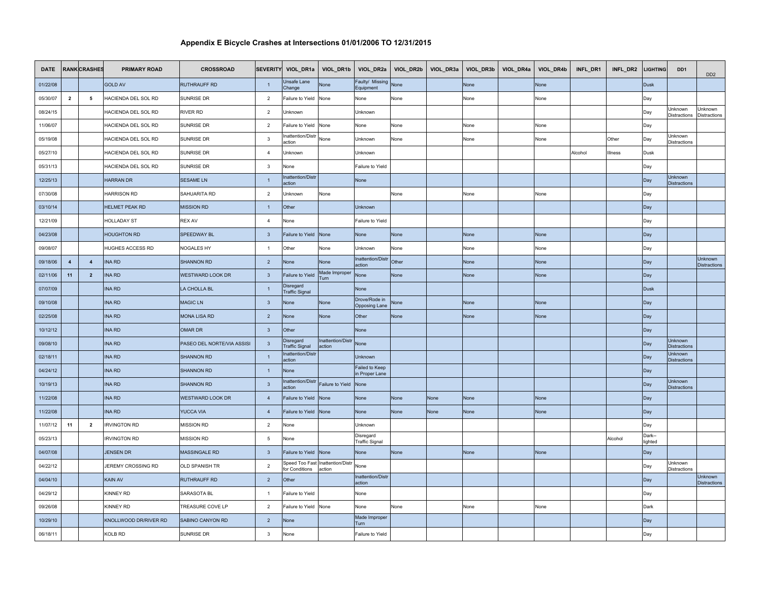# Appendix E Bicycle Crashes at Intersections 01/01/2006 TO 12/31/2015

| DATE | RANK | CRASHES | PRIMARY ROAD | CROSSROAD | SEVERITY | VIOL_DR1a | VIOL_DR1b | VIOL_DR2a | VIOL_DR2b | VIOL_DR3a | VIOL_DR3b | VIOL_DR4a | VIOL_DR4b | INFL_DR1 | INFL_DR2 | LIGHTING | DD1 | DD2 |
|---|---|---|---|---|---|---|---|---|---|---|---|---|---|---|---|---|---|---|
| 01/22/08 | | | GOLD AV | RUTHRAUFF RD | 1 | Unsafe Lane Change | None | Faulty/ Missing Equipment | None | | None | | None | | | Dusk | | |
| 05/30/07 | 2 | 5 | HACIENDA DEL SOL RD | SUNRISE DR | 2 | Failure to Yield | None | None | None | | None | | None | | | Day | | |
| 08/24/15 | | | HACIENDA DEL SOL RD | RIVER RD | 2 | Unknown | | Unknown | | | | | | | | Day | Unknown Distractions | Unknown Distractions |
| 11/06/07 | | | HACIENDA DEL SOL RD | SUNRISE DR | 2 | Failure to Yield | None | None | None | | None | | None | | | Day | | |
| 05/19/08 | | | HACIENDA DEL SOL RD | SUNRISE DR | 3 | Inattention/Distraction | None | Unknown | None | | None | | None | | Other | Day | Unknown Distractions | |
| 05/27/10 | | | HACIENDA DEL SOL RD | SUNRISE DR | 4 | Unknown | | Unknown | | | | | | Alcohol | Illness | Dusk | | |
| 05/31/13 | | | HACIENDA DEL SOL RD | SUNRISE DR | 3 | None | | Failure to Yield | | | | | | | | Day | | |
| 12/25/13 | | | HARRAN DR | SESAME LN | 1 | Inattention/Distraction | | None | | | | | | | | Day | Unknown Distractions | |
| 07/30/08 | | | HARRISON RD | SAHUARITA RD | 2 | Unknown | None | | None | | None | | None | | | Day | | |
| 03/10/14 | | | HELMET PEAK RD | MISSION RD | 1 | Other | | Unknown | | | | | | | | Day | | |
| 12/21/09 | | | HOLLADAY ST | REX AV | 4 | None | | Failure to Yield | | | | | | | | Day | | |
| 04/23/08 | | | HOUGHTON RD | SPEEDWAY BL | 3 | Failure to Yield | None | None | None | | None | | None | | | Day | | |
| 09/08/07 | | | HUGHES ACCESS RD | NOGALES HY | 1 | Other | None | Unknown | None | | None | | None | | | Day | | |
| 09/18/06 | 4 | 4 | INA RD | SHANNON RD | 2 | None | None | Inattention/Distraction | Other | | None | | None | | | Day | | Unknown Distractions |
| 02/11/06 | 11 | 2 | INA RD | WESTWARD LOOK DR | 3 | Failure to Yield | Made Improper Turn | None | None | | None | | None | | | Day | | |
| 07/07/09 | | | INA RD | LA CHOLLA BL | 1 | Disregard Traffic Signal | | None | | | | | | | | Dusk | | |
| 09/10/08 | | | INA RD | MAGIC LN | 3 | None | None | Drove/Rode in Opposing Lane | None | | None | | None | | | Day | | |
| 02/25/08 | | | INA RD | MONA LISA RD | 2 | None | None | Other | None | | None | | None | | | Day | | |
| 10/12/12 | | | INA RD | OMAR DR | 3 | Other | | None | | | | | | | | Day | | |
| 09/08/10 | | | INA RD | PASEO DEL NORTE/VIA ASSISI | 3 | Disregard Traffic Signal | Inattention/Distraction | None | | | | | | | | Day | Unknown Distractions | |
| 02/18/11 | | | INA RD | SHANNON RD | 1 | Inattention/Distraction | | Unknown | | | | | | | | Day | Unknown Distractions | |
| 04/24/12 | | | INA RD | SHANNON RD | 1 | None | | Failed to Keep in Proper Lane | | | | | | | | Day | | |
| 10/19/13 | | | INA RD | SHANNON RD | 3 | Inattention/Distraction | Failure to Yield | None | | | | | | | | Day | Unknown Distractions | |
| 11/22/08 | | | INA RD | WESTWARD LOOK DR | 4 | Failure to Yield | None | None | None | None | None | | None | | | Day | | |
| 11/22/08 | | | INA RD | YUCCA VIA | 4 | Failure to Yield | None | None | None | None | None | | None | | | Day | | |
| 11/07/12 | 11 | 2 | IRVINGTON RD | MISSION RD | 2 | None | | Unknown | | | | | | | | Day | | |
| 05/23/13 | | | IRVINGTON RD | MISSION RD | 5 | None | | Disregard Traffic Signal | | | | | | | Alcohol | Dark--lighted | | |
| 04/07/08 | | | JENSEN DR | MASSINGALE RD | 3 | Failure to Yield | None | None | None | | None | | None | | | Day | | |
| 04/22/12 | | | JEREMY CROSSING RD | OLD SPANISH TR | 2 | Speed Too Fast for Conditions | Inattention/Distraction | None | | | | | | | | Day | Unknown Distractions | |
| 04/04/10 | | | KAIN AV | RUTHRAUFF RD | 2 | Other | | Inattention/Distraction | | | | | | | | Day | | Unknown Distractions |
| 04/29/12 | | | KINNEY RD | SARASOTA BL | 1 | Failure to Yield | | None | | | | | | | | Day | | |
| 09/26/08 | | | KINNEY RD | TREASURE COVE LP | 2 | Failure to Yield | None | None | None | | None | | None | | | Dark | | |
| 10/29/10 | | | KNOLLWOOD DR/RIVER RD | SABINO CANYON RD | 2 | None | | Made Improper Turn | | | | | | | | Day | | |
| 06/18/11 | | | KOLB RD | SUNRISE DR | 3 | None | | Failure to Yield | | | | | | | | Day | | |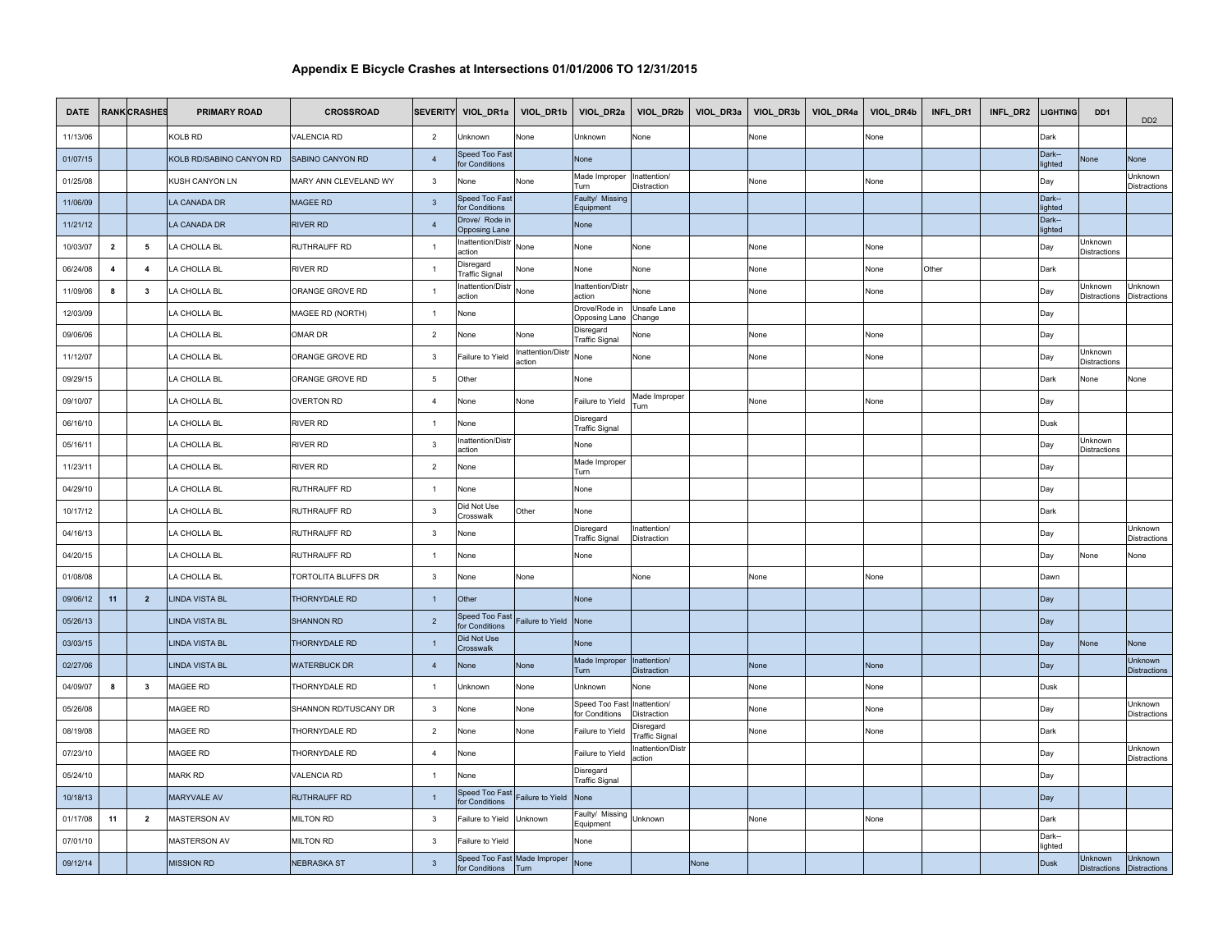# Appendix E Bicycle Crashes at Intersections 01/01/2006 TO 12/31/2015

| DATE | RANK | CRASHES | PRIMARY ROAD | CROSSROAD | SEVERITY | VIOL_DR1a | VIOL_DR1b | VIOL_DR2a | VIOL_DR2b | VIOL_DR3a | VIOL_DR3b | VIOL_DR4a | VIOL_DR4b | INFL_DR1 | INFL_DR2 | LIGHTING | DD1 | DD2 |
|---|---|---|---|---|---|---|---|---|---|---|---|---|---|---|---|---|---|---|
| 11/13/06 | | | KOLB RD | VALENCIA RD | 2 | Unknown | None | Unknown | None | | None | | None | | | Dark | | |
| 01/07/15 | | | KOLB RD/SABINO CANYON RD | SABINO CANYON RD | 4 | Speed Too Fast for Conditions | | None | | | | | | | | Dark--lighted | None | None |
| 01/25/08 | | | KUSH CANYON LN | MARY ANN CLEVELAND WY | 3 | None | None | Made Improper Turn | Inattention/ Distraction | | None | | None | | | Day | | Unknown Distractions |
| 11/06/09 | | | LA CANADA DR | MAGEE RD | 3 | Speed Too Fast for Conditions | | Faulty/ Missing Equipment | | | | | | | | Dark--lighted | | |
| 11/21/12 | | | LA CANADA DR | RIVER RD | 4 | Drove/ Rode in Opposing Lane | | None | | | | | | | | Dark--lighted | | |
| 10/03/07 | 2 | 5 | LA CHOLLA BL | RUTHRAUFF RD | 1 | Inattention/Distraction | None | None | None | | None | | None | | | Day | Unknown Distractions | |
| 06/24/08 | 4 | 4 | LA CHOLLA BL | RIVER RD | 1 | Disregard Traffic Signal | None | None | None | | None | | None | Other | | Dark | | |
| 11/09/06 | 8 | 3 | LA CHOLLA BL | ORANGE GROVE RD | 1 | Inattention/Distraction | None | Inattention/Distraction | None | | None | | None | | | Day | Unknown Distractions | Unknown Distractions |
| 12/03/09 | | | LA CHOLLA BL | MAGEE RD (NORTH) | 1 | None | | Drove/Rode in Opposing Lane | Unsafe Lane Change | | | | | | | Day | | |
| 09/06/06 | | | LA CHOLLA BL | OMAR DR | 2 | None | None | Disregard Traffic Signal | None | | None | | None | | | Day | | |
| 11/12/07 | | | LA CHOLLA BL | ORANGE GROVE RD | 3 | Failure to Yield | Inattention/Distraction | None | None | | None | | None | | | Day | Unknown Distractions | |
| 09/29/15 | | | LA CHOLLA BL | ORANGE GROVE RD | 5 | Other | | None | | | | | | | | Dark | None | None |
| 09/10/07 | | | LA CHOLLA BL | OVERTON RD | 4 | None | None | Failure to Yield | Made Improper Turn | | None | | None | | | Day | | |
| 06/16/10 | | | LA CHOLLA BL | RIVER RD | 1 | None | | Disregard Traffic Signal | | | | | | | | Dusk | | |
| 05/16/11 | | | LA CHOLLA BL | RIVER RD | 3 | Inattention/Distraction | | None | | | | | | | | Day | Unknown Distractions | |
| 11/23/11 | | | LA CHOLLA BL | RIVER RD | 2 | None | | Made Improper Turn | | | | | | | | Day | | |
| 04/29/10 | | | LA CHOLLA BL | RUTHRAUFF RD | 1 | None | | None | | | | | | | | Day | | |
| 10/17/12 | | | LA CHOLLA BL | RUTHRAUFF RD | 3 | Did Not Use Crosswalk | Other | None | | | | | | | | Dark | | |
| 04/16/13 | | | LA CHOLLA BL | RUTHRAUFF RD | 3 | None | | Disregard Traffic Signal | Inattention/ Distraction | | | | | | | Day | | Unknown Distractions |
| 04/20/15 | | | LA CHOLLA BL | RUTHRAUFF RD | 1 | None | | None | | | | | | | | Day | None | None |
| 01/08/08 | | | LA CHOLLA BL | TORTOLITA BLUFFS DR | 3 | None | None | | None | | None | | None | | | Dawn | | |
| 09/06/12 | 11 | 2 | LINDA VISTA BL | THORNYDALE RD | 1 | Other | | None | | | | | | | | Day | | |
| 05/26/13 | | | LINDA VISTA BL | SHANNON RD | 2 | Speed Too Fast for Conditions | Failure to Yield | None | | | | | | | | Day | | |
| 03/03/15 | | | LINDA VISTA BL | THORNYDALE RD | 1 | Did Not Use Crosswalk | | None | | | | | | | | Day | None | None |
| 02/27/06 | | | LINDA VISTA BL | WATERBUCK DR | 4 | None | None | Made Improper Turn | Inattention/ Distraction | | None | | None | | | Day | | Unknown Distractions |
| 04/09/07 | 8 | 3 | MAGEE RD | THORNYDALE RD | 1 | Unknown | None | Unknown | None | | None | | None | | | Dusk | | |
| 05/26/08 | | | MAGEE RD | SHANNON RD/TUSCANY DR | 3 | None | None | Speed Too Fast for Conditions | Inattention/ Distraction | | None | | None | | | Day | | Unknown Distractions |
| 08/19/08 | | | MAGEE RD | THORNYDALE RD | 2 | None | None | Failure to Yield | Disregard Traffic Signal | | None | | None | | | Dark | | |
| 07/23/10 | | | MAGEE RD | THORNYDALE RD | 4 | None | | Failure to Yield | Inattention/Distraction | | | | | | | Day | | Unknown Distractions |
| 05/24/10 | | | MARK RD | VALENCIA RD | 1 | None | | Disregard Traffic Signal | | | | | | | | Day | | |
| 10/18/13 | | | MARYVALE AV | RUTHRAUFF RD | 1 | Speed Too Fast for Conditions | Failure to Yield | None | | | | | | | | Day | | |
| 01/17/08 | 11 | 2 | MASTERSON AV | MILTON RD | 3 | Failure to Yield | Unknown | Faulty/ Missing Equipment | Unknown | | None | | None | | | Dark | | |
| 07/01/10 | | | MASTERSON AV | MILTON RD | 3 | Failure to Yield | | None | | | | | | | | Dark--lighted | | |
| 09/12/14 | | | MISSION RD | NEBRASKA ST | 3 | Speed Too Fast for Conditions | Made Improper Turn | None | | None | | | | | | Dusk | Unknown Distractions | Unknown Distractions |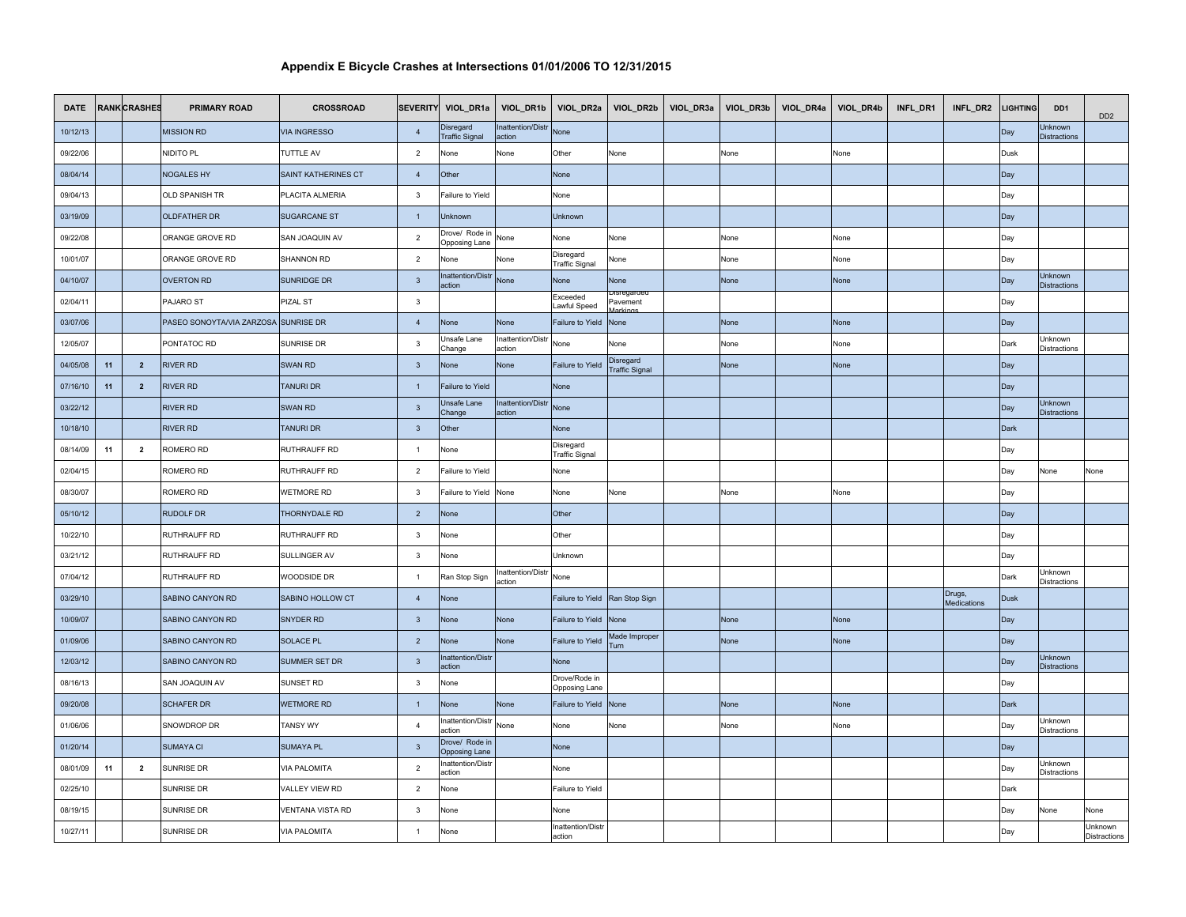# Appendix E Bicycle Crashes at Intersections 01/01/2006 TO 12/31/2015

| DATE | RANK | CRASHES | PRIMARY ROAD | CROSSROAD | SEVERITY | VIOL_DR1a | VIOL_DR1b | VIOL_DR2a | VIOL_DR2b | VIOL_DR3a | VIOL_DR3b | VIOL_DR4a | VIOL_DR4b | INFL_DR1 | INFL_DR2 | LIGHTING | DD1 | DD2 |
|---|---|---|---|---|---|---|---|---|---|---|---|---|---|---|---|---|---|---|
| 10/12/13 | | | MISSION RD | VIA INGRESSO | 4 | Disregard Traffic Signal | Inattention/Distraction | None | | | | | | | | Day | Unknown Distractions | |
| 09/22/06 | | | NIDITO PL | TUTTLE AV | 2 | None | None | Other | None | | None | | None | | | Dusk | | |
| 08/04/14 | | | NOGALES HY | SAINT KATHERINES CT | 4 | Other | | None | | | | | | | | Day | | |
| 09/04/13 | | | OLD SPANISH TR | PLACITA ALMERIA | 3 | Failure to Yield | | None | | | | | | | | Day | | |
| 03/19/09 | | | OLDFATHER DR | SUGARCANE ST | 1 | Unknown | | Unknown | | | | | | | | Day | | |
| 09/22/08 | | | ORANGE GROVE RD | SAN JOAQUIN AV | 2 | Drove/ Rode in Opposing Lane | None | None | None | | None | | None | | | Day | | |
| 10/01/07 | | | ORANGE GROVE RD | SHANNON RD | 2 | None | None | Disregard Traffic Signal | None | | None | | None | | | Day | | |
| 04/10/07 | | | OVERTON RD | SUNRIDGE DR | 3 | Inattention/Distraction | None | None | None | | None | | None | | | Day | Unknown Distractions | |
| 02/04/11 | | | PAJARO ST | PIZAL ST | 3 | | | Exceeded Lawful Speed | Disregarded Pavement Markings | | | | | | | Day | | |
| 03/07/06 | | | PASEO SONOYTA/VIA ZARZOSA | SUNRISE DR | 4 | None | None | Failure to Yield | None | | None | | None | | | Day | | |
| 12/05/07 | | | PONTATOC RD | SUNRISE DR | 3 | Unsafe Lane Change | Inattention/Distraction | None | None | | None | | None | | | Dark | Unknown Distractions | |
| 04/05/08 | 11 | 2 | RIVER RD | SWAN RD | 3 | None | None | Failure to Yield | Disregard Traffic Signal | | None | | None | | | Day | | |
| 07/16/10 | 11 | 2 | RIVER RD | TANURI DR | 1 | Failure to Yield | | None | | | | | | | | Day | | |
| 03/22/12 | | | RIVER RD | SWAN RD | 3 | Unsafe Lane Change | Inattention/Distraction | None | | | | | | | | Day | Unknown Distractions | |
| 10/18/10 | | | RIVER RD | TANURI DR | 3 | Other | | None | | | | | | | | Dark | | |
| 08/14/09 | 11 | 2 | ROMERO RD | RUTHRAUFF RD | 1 | None | | Disregard Traffic Signal | | | | | | | | Day | | |
| 02/04/15 | | | ROMERO RD | RUTHRAUFF RD | 2 | Failure to Yield | | None | | | | | | | | Day | None | None |
| 08/30/07 | | | ROMERO RD | WETMORE RD | 3 | Failure to Yield | None | None | None | | None | | None | | | Day | | |
| 05/10/12 | | | RUDOLF DR | THORNYDALE RD | 2 | None | | Other | | | | | | | | Day | | |
| 10/22/10 | | | RUTHRAUFF RD | RUTHRAUFF RD | 3 | None | | Other | | | | | | | | Day | | |
| 03/21/12 | | | RUTHRAUFF RD | SULLINGER AV | 3 | None | | Unknown | | | | | | | | Day | | |
| 07/04/12 | | | RUTHRAUFF RD | WOODSIDE DR | 1 | Ran Stop Sign | Inattention/Distraction | None | | | | | | | | Dark | Unknown Distractions | |
| 03/29/10 | | | SABINO CANYON RD | SABINO HOLLOW CT | 4 | None | | Failure to Yield | Ran Stop Sign | | | | | | Drugs, Medications | Dusk | | |
| 10/09/07 | | | SABINO CANYON RD | SNYDER RD | 3 | None | None | Failure to Yield | None | | None | | None | | | Day | | |
| 01/09/06 | | | SABINO CANYON RD | SOLACE PL | 2 | None | None | Failure to Yield | Made Improper Turn | | None | | None | | | Day | | |
| 12/03/12 | | | SABINO CANYON RD | SUMMER SET DR | 3 | Inattention/Distraction | | None | | | | | | | | Day | Unknown Distractions | |
| 08/16/13 | | | SAN JOAQUIN AV | SUNSET RD | 3 | None | | Drove/Rode in Opposing Lane | | | | | | | | Day | | |
| 09/20/08 | | | SCHAFER DR | WETMORE RD | 1 | None | None | Failure to Yield | None | | None | | None | | | Dark | | |
| 01/06/06 | | | SNOWDROP DR | TANSY WY | 4 | Inattention/Distraction | None | None | None | | None | | None | | | Day | Unknown Distractions | |
| 01/20/14 | | | SUMAYA CI | SUMAYA PL | 3 | Drove/ Rode in Opposing Lane | | None | | | | | | | | Day | | |
| 08/01/09 | 11 | 2 | SUNRISE DR | VIA PALOMITA | 2 | Inattention/Distraction | | None | | | | | | | | Day | Unknown Distractions | |
| 02/25/10 | | | SUNRISE DR | VALLEY VIEW RD | 2 | None | | Failure to Yield | | | | | | | | Dark | | |
| 08/19/15 | | | SUNRISE DR | VENTANA VISTA RD | 3 | None | | None | | | | | | | | Day | None | None |
| 10/27/11 | | | SUNRISE DR | VIA PALOMITA | 1 | None | | Inattention/Distraction | | | | | | | | Day | | Unknown Distractions |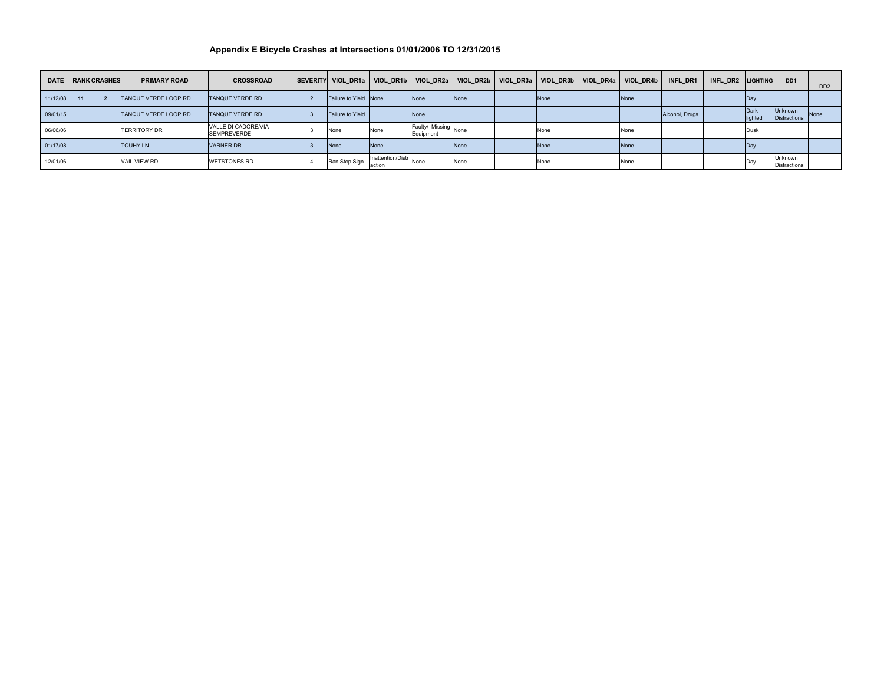# Appendix E Bicycle Crashes at Intersections 01/01/2006 TO 12/31/2015

| DATE | RANK | CRASHES | PRIMARY ROAD | CROSSROAD | SEVERITY | VIOL_DR1a | VIOL_DR1b | VIOL_DR2a | VIOL_DR2b | VIOL_DR3a | VIOL_DR3b | VIOL_DR4a | VIOL_DR4b | INFL_DR1 | INFL_DR2 | LIGHTING | DD1 | DD2 |
|---|---|---|---|---|---|---|---|---|---|---|---|---|---|---|---|---|---|---|
| 11/12/08 | 11 | 2 | TANQUE VERDE LOOP RD | TANQUE VERDE RD | 2 | Failure to Yield | None | None | None | | None | | None | | | Day | | |
| 09/01/15 | | | TANQUE VERDE LOOP RD | TANQUE VERDE RD | 3 | Failure to Yield | | None | | | | | | Alcohol, Drugs | | Dark--lighted | Unknown Distractions | None |
| 06/06/06 | | | TERRITORY DR | VALLE DI CADORE/VIA SEMPREVERDE | 3 | None | None | Faulty/ Missing Equipment | None | | None | | None | | | Dusk | | |
| 01/17/08 | | | TOUHY LN | VARNER DR | 3 | None | None | | None | | None | | None | | | Day | | |
| 12/01/06 | | | VAIL VIEW RD | WETSTONES RD | 4 | Ran Stop Sign | Inattention/Distraction | None | None | | None | | None | | | Day | Unknown Distractions | |